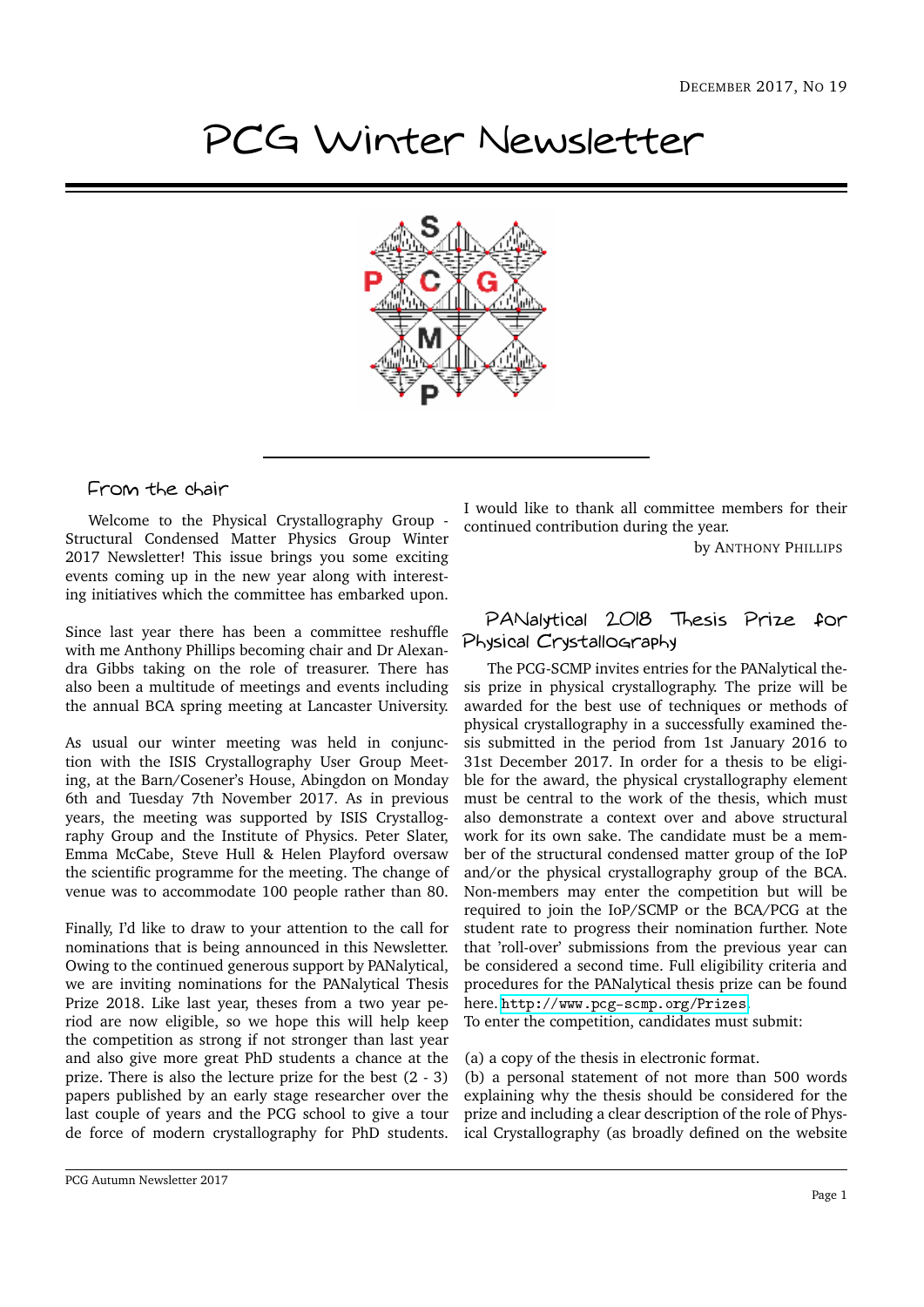December 2017, No 19

# PCG Winter Newsletter

## From the chair

Welcome to the Physical Crystallography Group - Structural Condensed Matter Physics Group Winter 2017 Newsletter! This issue brings you some exciting events coming up in the new year along with interesting initiatives which the committee has embarked upon.

Since last year there has been a committee reshuffle with me Anthony Phillips becoming chair and Dr Alexandra Gibbs taking on the role of treasurer. There has also been a multitude of meetings and events including the annual BCA spring meeting at Lancaster University.

As usual our winter meeting was held in conjunction with the ISIS Crystallography User Group Meeting, at the Barn/Cosener's House, Abingdon on Monday 6th and Tuesday 7th November 2017. As in previous years, the meeting was supported by ISIS Crystallography Group and the Institute of Physics. Peter Slater, Emma McCabe, Steve Hull & Helen Playford oversaw the scientific programme for the meeting. The change of venue was to accommodate 100 people rather than 80.

Finally, I'd like to draw to your attention to the call for nominations that is being announced in this Newsletter. Owing to the continued generous support by PANalytical, we are inviting nominations for the PANalytical Thesis Prize 2018. Like last year, theses from a two year period are now eligible, so we hope this will help keep the competition as strong if not stronger than last year and also give more great PhD students a chance at the prize. There is also the lecture prize for the best (2 - 3) papers published by an early stage researcher over the last couple of years and the PCG school to give a tour de force of modern crystallography for PhD students. I would like to thank all committee members for their continued contribution during the year.

by Anthony Phillips

## PANalytical 2018 Thesis Prize for Physical Crystallography

The PCG-SCMP invites entries for the PANalytical thesis prize in physical crystallography. The prize will be awarded for the best use of techniques or methods of physical crystallography in a successfully examined thesis submitted in the period from 1st January 2016 to 31st December 2017. In order for a thesis to be eligible for the award, the physical crystallography element must be central to the work of the thesis, which must also demonstrate a context over and above structural work for its own sake. The candidate must be a member of the structural condensed matter group of the IoP and/or the physical crystallography group of the BCA. Non-members may enter the competition but will be required to join the IoP/SCMP or the BCA/PCG at the student rate to progress their nomination further. Note that 'roll-over' submissions from the previous year can be considered a second time. Full eligibility criteria and procedures for the PANalytical thesis prize can be found here. http://www.pcg-scmp.org/Prizes.
To enter the competition, candidates must submit:

(a) a copy of the thesis in electronic format.
(b) a personal statement of not more than 500 words explaining why the thesis should be considered for the prize and including a clear description of the role of Physical Crystallography (as broadly defined on the website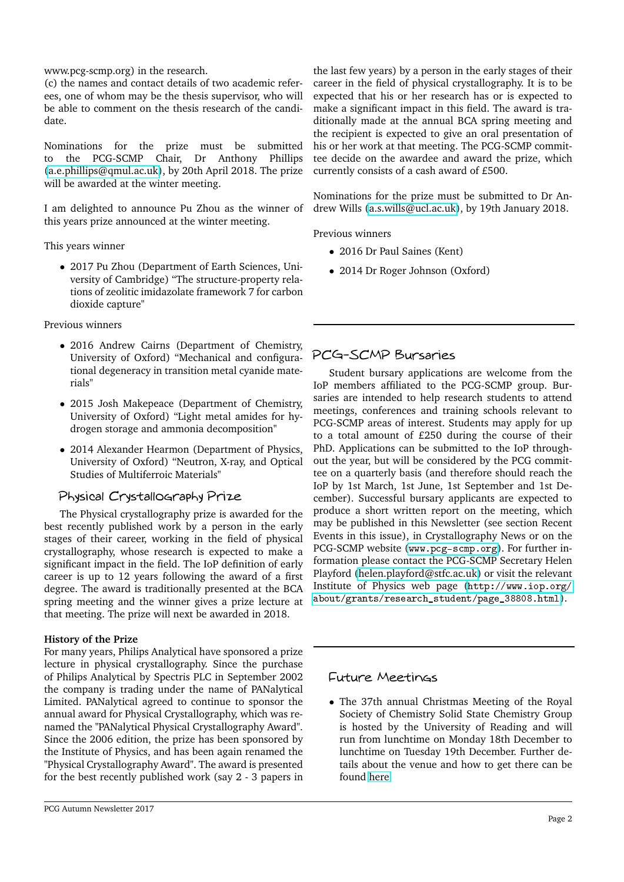www.pcg-scmp.org) in the research.

(c) the names and contact details of two academic referees, one of whom may be the thesis supervisor, who will be able to comment on the thesis research of the candidate.

Nominations for the prize must be submitted to the PCG-SCMP Chair, Dr Anthony Phillips (a.e.phillips@qmul.ac.uk), by 20th April 2018. The prize will be awarded at the winter meeting.

I am delighted to announce Pu Zhou as the winner of this years prize announced at the winter meeting.

This years winner

- 2017 Pu Zhou (Department of Earth Sciences, University of Cambridge) "The structure-property relations of zeolitic imidazolate framework 7 for carbon dioxide capture"

Previous winners

- 2016 Andrew Cairns (Department of Chemistry, University of Oxford) "Mechanical and configurational degeneracy in transition metal cyanide materials"
- 2015 Josh Makepeace (Department of Chemistry, University of Oxford) "Light metal amides for hydrogen storage and ammonia decomposition"
- 2014 Alexander Hearmon (Department of Physics, University of Oxford) "Neutron, X-ray, and Optical Studies of Multiferroic Materials"

## Physical Crystallography Prize

The Physical crystallography prize is awarded for the best recently published work by a person in the early stages of their career, working in the field of physical crystallography, whose research is expected to make a significant impact in the field. The IoP definition of early career is up to 12 years following the award of a first degree. The award is traditionally presented at the BCA spring meeting and the winner gives a prize lecture at that meeting. The prize will next be awarded in 2018.

**History of the Prize**

For many years, Philips Analytical have sponsored a prize lecture in physical crystallography. Since the purchase of Philips Analytical by Spectris PLC in September 2002 the company is trading under the name of PANalytical Limited. PANalytical agreed to continue to sponsor the annual award for Physical Crystallography, which was renamed the "PANalytical Physical Crystallography Award". Since the 2006 edition, the prize has been sponsored by the Institute of Physics, and has been again renamed the "Physical Crystallography Award". The award is presented for the best recently published work (say 2 - 3 papers in the last few years) by a person in the early stages of their career in the field of physical crystallography. It is to be expected that his or her research has or is expected to make a significant impact in this field. The award is traditionally made at the annual BCA spring meeting and the recipient is expected to give an oral presentation of his or her work at that meeting. The PCG-SCMP committee decide on the awardee and award the prize, which currently consists of a cash award of £500.

Nominations for the prize must be submitted to Dr Andrew Wills (a.s.wills@ucl.ac.uk), by 19th January 2018.

Previous winners

- 2016 Dr Paul Saines (Kent)
- 2014 Dr Roger Johnson (Oxford)

## PCG-SCMP Bursaries

Student bursary applications are welcome from the IoP members affiliated to the PCG-SCMP group. Bursaries are intended to help research students to attend meetings, conferences and training schools relevant to PCG-SCMP areas of interest. Students may apply for up to a total amount of £250 during the course of their PhD. Applications can be submitted to the IoP throughout the year, but will be considered by the PCG committee on a quarterly basis (and therefore should reach the IoP by 1st March, 1st June, 1st September and 1st December). Successful bursary applicants are expected to produce a short written report on the meeting, which may be published in this Newsletter (see section Recent Events in this issue), in Crystallography News or on the PCG-SCMP website (`www.pcg-scmp.org`). For further information please contact the PCG-SCMP Secretary Helen Playford (helen.playford@stfc.ac.uk) or visit the relevant Institute of Physics web page (`http://www.iop.org/about/grants/research_student/page_38808.html`).

## Future Meetings

- The 37th annual Christmas Meeting of the Royal Society of Chemistry Solid State Chemistry Group is hosted by the University of Reading and will run from lunchtime on Monday 18th December to lunchtime on Tuesday 19th December. Further details about the venue and how to get there can be found here.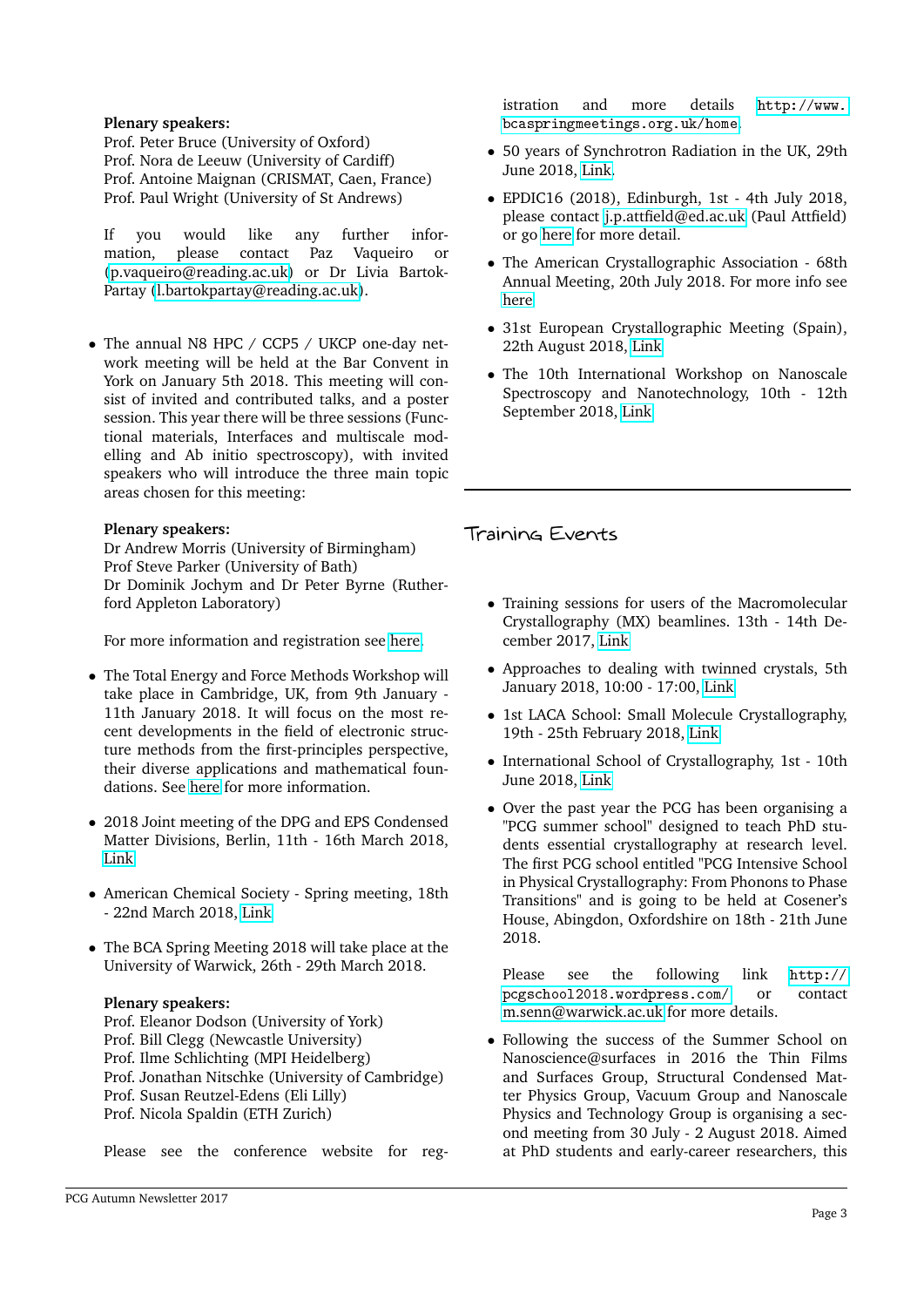**Plenary speakers:**
Prof. Peter Bruce (University of Oxford)
Prof. Nora de Leeuw (University of Cardiff)
Prof. Antoine Maignan (CRISMAT, Caen, France)
Prof. Paul Wright (University of St Andrews)

If you would like any further information, please contact Paz Vaqueiro or (p.vaqueiro@reading.ac.uk) or Dr Livia Bartok-Partay (l.bartokpartay@reading.ac.uk).

- The annual N8 HPC / CCP5 / UKCP one-day network meeting will be held at the Bar Convent in York on January 5th 2018. This meeting will consist of invited and contributed talks, and a poster session. This year there will be three sessions (Functional materials, Interfaces and multiscale modelling and Ab initio spectroscopy), with invited speakers who will introduce the three main topic areas chosen for this meeting:

  **Plenary speakers:**
  Dr Andrew Morris (University of Birmingham)
  Prof Steve Parker (University of Bath)
  Dr Dominik Jochym and Dr Peter Byrne (Rutherford Appleton Laboratory)

  For more information and registration see here.

- The Total Energy and Force Methods Workshop will take place in Cambridge, UK, from 9th January - 11th January 2018. It will focus on the most recent developments in the field of electronic structure methods from the first-principles perspective, their diverse applications and mathematical foundations. See here for more information.

- 2018 Joint meeting of the DPG and EPS Condensed Matter Divisions, Berlin, 11th - 16th March 2018, Link

- American Chemical Society - Spring meeting, 18th - 22nd March 2018, Link

- The BCA Spring Meeting 2018 will take place at the University of Warwick, 26th - 29th March 2018.

  **Plenary speakers:**
  Prof. Eleanor Dodson (University of York)
  Prof. Bill Clegg (Newcastle University)
  Prof. Ilme Schlichting (MPI Heidelberg)
  Prof. Jonathan Nitschke (University of Cambridge)
  Prof. Susan Reutzel-Edens (Eli Lilly)
  Prof. Nicola Spaldin (ETH Zurich)

  Please see the conference website for registration and more details http://www.bcaspringmeetings.org.uk/home.

- 50 years of Synchrotron Radiation in the UK, 29th June 2018, Link.

- EPDIC16 (2018), Edinburgh, 1st - 4th July 2018, please contact j.p.attfield@ed.ac.uk (Paul Attfield) or go here for more detail.

- The American Crystallographic Association - 68th Annual Meeting, 20th July 2018. For more info see here

- 31st European Crystallographic Meeting (Spain), 22th August 2018, Link

- The 10th International Workshop on Nanoscale Spectroscopy and Nanotechnology, 10th - 12th September 2018, Link

## Training Events

- Training sessions for users of the Macromolecular Crystallography (MX) beamlines. 13th - 14th December 2017, Link

- Approaches to dealing with twinned crystals, 5th January 2018, 10:00 - 17:00, Link

- 1st LACA School: Small Molecule Crystallography, 19th - 25th February 2018, Link

- International School of Crystallography, 1st - 10th June 2018, Link

- Over the past year the PCG has been organising a "PCG summer school" designed to teach PhD students essential crystallography at research level. The first PCG school entitled "PCG Intensive School in Physical Crystallography: From Phonons to Phase Transitions" and is going to be held at Cosener's House, Abingdon, Oxfordshire on 18th - 21th June 2018.

  Please see the following link http://pcgschool2018.wordpress.com/ or contact m.senn@warwick.ac.uk for more details.

- Following the success of the Summer School on Nanoscience@surfaces in 2016 the Thin Films and Surfaces Group, Structural Condensed Matter Physics Group, Vacuum Group and Nanoscale Physics and Technology Group is organising a second meeting from 30 July - 2 August 2018. Aimed at PhD students and early-career researchers, this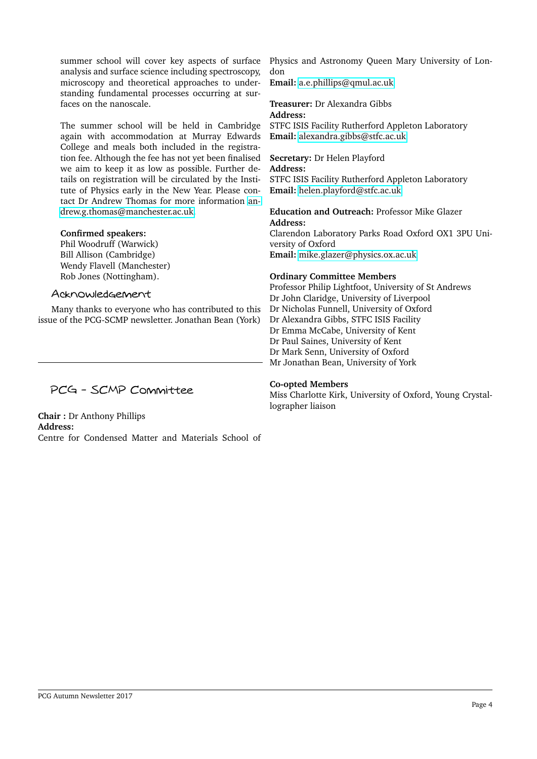summer school will cover key aspects of surface analysis and surface science including spectroscopy, microscopy and theoretical approaches to understanding fundamental processes occurring at surfaces on the nanoscale.

The summer school will be held in Cambridge again with accommodation at Murray Edwards College and meals both included in the registration fee. Although the fee has not yet been finalised we aim to keep it as low as possible. Further details on registration will be circulated by the Institute of Physics early in the New Year. Please contact Dr Andrew Thomas for more information andrew.g.thomas@manchester.ac.uk

**Confirmed speakers:**
Phil Woodruff (Warwick)
Bill Allison (Cambridge)
Wendy Flavell (Manchester)
Rob Jones (Nottingham).

## Acknowledgement

Many thanks to everyone who has contributed to this issue of the PCG-SCMP newsletter. Jonathan Bean (York)

# PCG - SCMP Committee

**Chair :** Dr Anthony Phillips
**Address:**
Centre for Condensed Matter and Materials School of Physics and Astronomy Queen Mary University of London
**Email:** a.e.phillips@qmul.ac.uk

**Treasurer:** Dr Alexandra Gibbs
**Address:**
STFC ISIS Facility Rutherford Appleton Laboratory
**Email:** alexandra.gibbs@stfc.ac.uk

**Secretary:** Dr Helen Playford
**Address:**
STFC ISIS Facility Rutherford Appleton Laboratory
**Email:** helen.playford@stfc.ac.uk

**Education and Outreach:** Professor Mike Glazer
**Address:**
Clarendon Laboratory Parks Road Oxford OX1 3PU University of Oxford
**Email:** mike.glazer@physics.ox.ac.uk

**Ordinary Committee Members**
Professor Philip Lightfoot, University of St Andrews
Dr John Claridge, University of Liverpool
Dr Nicholas Funnell, University of Oxford
Dr Alexandra Gibbs, STFC ISIS Facility
Dr Emma McCabe, University of Kent
Dr Paul Saines, University of Kent
Dr Mark Senn, University of Oxford
Mr Jonathan Bean, University of York

**Co-opted Members**
Miss Charlotte Kirk, University of Oxford, Young Crystallographer liaison